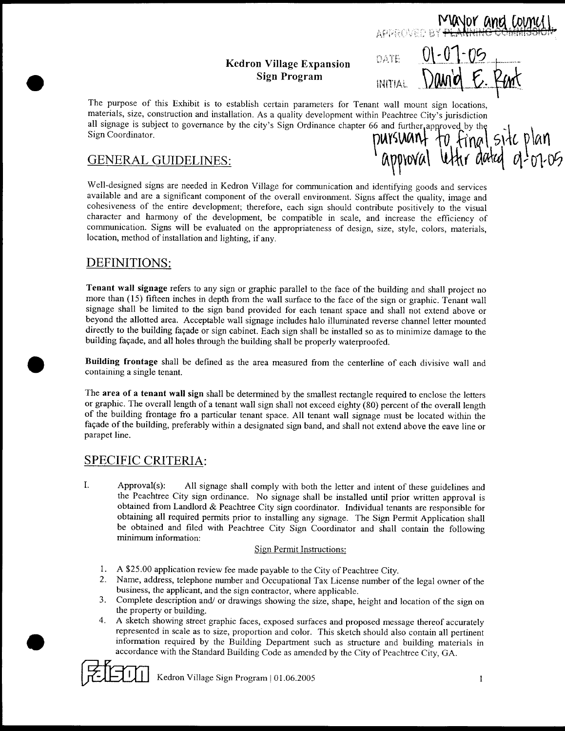APPROVED BY ~~PLANNING COMMISSION~~ Mayor and Council

DATE 01-07-05

INITIAL David E. Rast

# Kedron Village Expansion Sign Program

The purpose of this Exhibit is to establish certain parameters for Tenant wall mount sign locations, materials, size, construction and installation. As a quality development within Peachtree City's jurisdiction all signage is subject to governance by the city's Sign Ordinance chapter 66 and further approved by the Sign Coordinator.

pursuant to final site plan approval letter dated 01-07-05

## GENERAL GUIDELINES:

Well-designed signs are needed in Kedron Village for communication and identifying goods and services available and are a significant component of the overall environment. Signs affect the quality, image and cohesiveness of the entire development; therefore, each sign should contribute positively to the visual character and harmony of the development, be compatible in scale, and increase the efficiency of communication. Signs will be evaluated on the appropriateness of design, size, style, colors, materials, location, method of installation and lighting, if any.

## DEFINITIONS:

**Tenant wall signage** refers to any sign or graphic parallel to the face of the building and shall project no more than (15) fifteen inches in depth from the wall surface to the face of the sign or graphic. Tenant wall signage shall be limited to the sign band provided for each tenant space and shall not extend above or beyond the allotted area. Acceptable wall signage includes halo illuminated reverse channel letter mounted directly to the building façade or sign cabinet. Each sign shall be installed so as to minimize damage to the building façade, and all holes through the building shall be properly waterproofed.

**Building frontage** shall be defined as the area measured from the centerline of each divisive wall and containing a single tenant.

The **area of a tenant wall sign** shall be determined by the smallest rectangle required to enclose the letters or graphic. The overall length of a tenant wall sign shall not exceed eighty (80) percent of the overall length of the building frontage fro a particular tenant space. All tenant wall signage must be located within the façade of the building, preferably within a designated sign band, and shall not extend above the eave line or parapet line.

## SPECIFIC CRITERIA:

I. Approval(s): All signage shall comply with both the letter and intent of these guidelines and the Peachtree City sign ordinance. No signage shall be installed until prior written approval is obtained from Landlord & Peachtree City sign coordinator. Individual tenants are responsible for obtaining all required permits prior to installing any signage. The Sign Permit Application shall be obtained and filed with Peachtree City Sign Coordinator and shall contain the following minimum information:

Sign Permit Instructions:

1. A $25.00 application review fee made payable to the City of Peachtree City.
2. Name, address, telephone number and Occupational Tax License number of the legal owner of the business, the applicant, and the sign contractor, where applicable.
3. Complete description and/ or drawings showing the size, shape, height and location of the sign on the property or building.
4. A sketch showing street graphic faces, exposed surfaces and proposed message thereof accurately represented in scale as to size, proportion and color. This sketch should also contain all pertinent information required by the Building Department such as structure and building materials in accordance with the Standard Building Code as amended by the City of Peachtree City, GA.

Falcon Kedron Village Sign Program | 01.06.2005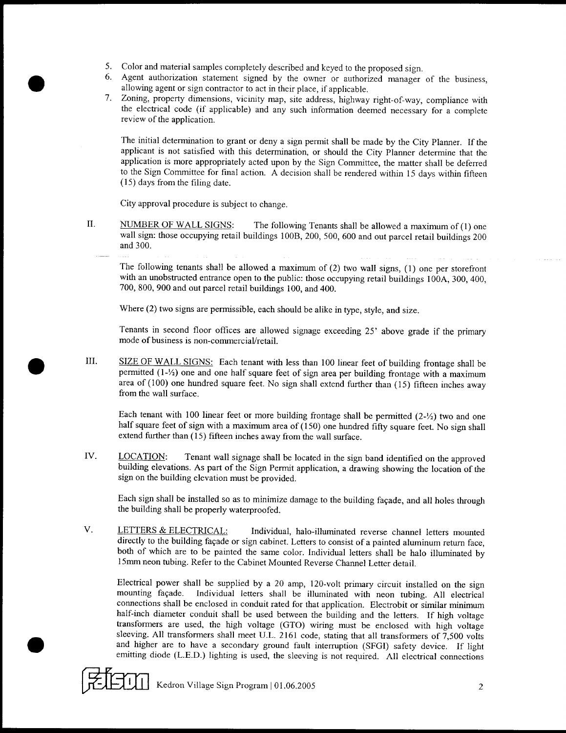5. Color and material samples completely described and keyed to the proposed sign.
6. Agent authorization statement signed by the owner or authorized manager of the business, allowing agent or sign contractor to act in their place, if applicable.
7. Zoning, property dimensions, vicinity map, site address, highway right-of-way, compliance with the electrical code (if applicable) and any such information deemed necessary for a complete review of the application.

The initial determination to grant or deny a sign permit shall be made by the City Planner. If the applicant is not satisfied with this determination, or should the City Planner determine that the application is more appropriately acted upon by the Sign Committee, the matter shall be deferred to the Sign Committee for final action. A decision shall be rendered within 15 days within fifteen (15) days from the filing date.

City approval procedure is subject to change.

II. NUMBER OF WALL SIGNS: The following Tenants shall be allowed a maximum of (1) one wall sign: those occupying retail buildings 100B, 200, 500, 600 and out parcel retail buildings 200 and 300.

The following tenants shall be allowed a maximum of (2) two wall signs, (1) one per storefront with an unobstructed entrance open to the public: those occupying retail buildings 100A, 300, 400, 700, 800, 900 and out parcel retail buildings 100, and 400.

Where (2) two signs are permissible, each should be alike in type, style, and size.

Tenants in second floor offices are allowed signage exceeding 25' above grade if the primary mode of business is non-commercial/retail.

III. SIZE OF WALL SIGNS: Each tenant with less than 100 linear feet of building frontage shall be permitted (1-½) one and one half square feet of sign area per building frontage with a maximum area of (100) one hundred square feet. No sign shall extend further than (15) fifteen inches away from the wall surface.

Each tenant with 100 linear feet or more building frontage shall be permitted (2-½) two and one half square feet of sign with a maximum area of (150) one hundred fifty square feet. No sign shall extend further than (15) fifteen inches away from the wall surface.

IV. LOCATION: Tenant wall signage shall be located in the sign band identified on the approved building elevations. As part of the Sign Permit application, a drawing showing the location of the sign on the building elevation must be provided.

Each sign shall be installed so as to minimize damage to the building façade, and all holes through the building shall be properly waterproofed.

V. LETTERS & ELECTRICAL: Individual, halo-illuminated reverse channel letters mounted directly to the building façade or sign cabinet. Letters to consist of a painted aluminum return face, both of which are to be painted the same color. Individual letters shall be halo illuminated by 15mm neon tubing. Refer to the Cabinet Mounted Reverse Channel Letter detail.

Electrical power shall be supplied by a 20 amp, 120-volt primary circuit installed on the sign mounting façade. Individual letters shall be illuminated with neon tubing. All electrical connections shall be enclosed in conduit rated for that application. Electrobit or similar minimum half-inch diameter conduit shall be used between the building and the letters. If high voltage transformers are used, the high voltage (GTO) wiring must be enclosed with high voltage sleeving. All transformers shall meet U.L. 2161 code, stating that all transformers of 7,500 volts and higher are to have a secondary ground fault interruption (SFGI) safety device. If light emitting diode (L.E.D.) lighting is used, the sleeving is not required. All electrical connections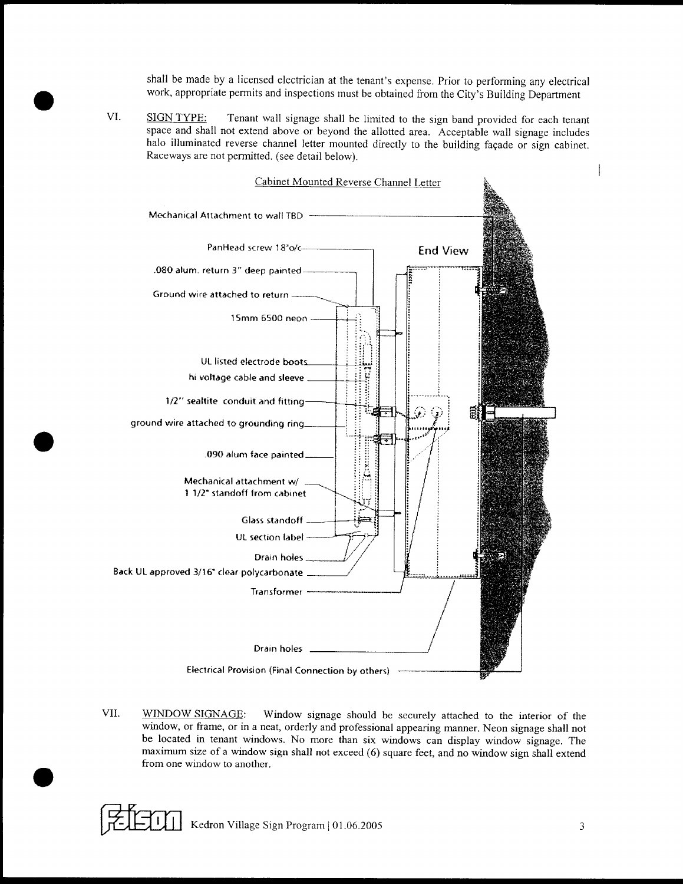shall be made by a licensed electrician at the tenant's expense. Prior to performing any electrical work, appropriate permits and inspections must be obtained from the City's Building Department

VI. <u>SIGN TYPE:</u> Tenant wall signage shall be limited to the sign band provided for each tenant space and shall not extend above or beyond the allotted area. Acceptable wall signage includes halo illuminated reverse channel letter mounted directly to the building façade or sign cabinet. Raceways are not permitted. (see detail below).

<u>Cabinet Mounted Reverse Channel Letter</u>

End View

- Mechanical Attachment to wall TBD
- PanHead screw 18"o/c
- .080 alum. return 3" deep painted
- Ground wire attached to return
- 15mm 6500 neon
- UL listed electrode boots
- hi voltage cable and sleeve
- 1/2" sealtite conduit and fitting
- ground wire attached to grounding ring
- .090 alum face painted
- Mechanical attachment w/ 1 1/2" standoff from cabinet
- Glass standoff
- UL section label
- Drain holes
- Back UL approved 3/16" clear polycarbonate
- Transformer
- Drain holes
- Electrical Provision (Final Connection by others)

VII. <u>WINDOW SIGNAGE</u>: Window signage should be securely attached to the interior of the window, or frame, or in a neat, orderly and professional appearing manner. Neon signage shall not be located in tenant windows. No more than six windows can display window signage. The maximum size of a window sign shall not exceed (6) square feet, and no window sign shall extend from one window to another.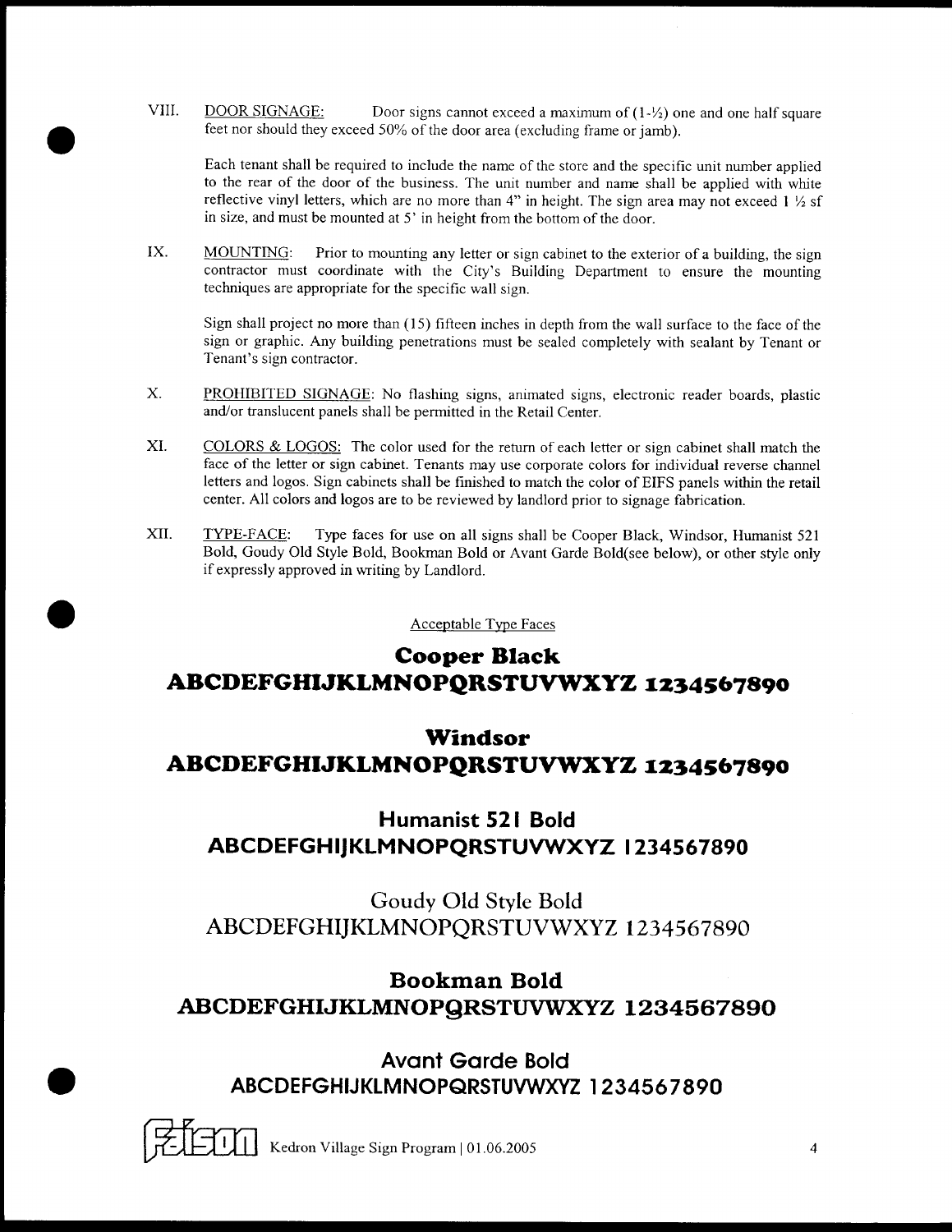VIII. <u>DOOR SIGNAGE:</u> Door signs cannot exceed a maximum of (1-½) one and one half square feet nor should they exceed 50% of the door area (excluding frame or jamb).

Each tenant shall be required to include the name of the store and the specific unit number applied to the rear of the door of the business. The unit number and name shall be applied with white reflective vinyl letters, which are no more than 4" in height. The sign area may not exceed 1 ½ sf in size, and must be mounted at 5' in height from the bottom of the door.

IX. <u>MOUNTING:</u> Prior to mounting any letter or sign cabinet to the exterior of a building, the sign contractor must coordinate with the City's Building Department to ensure the mounting techniques are appropriate for the specific wall sign.

Sign shall project no more than (15) fifteen inches in depth from the wall surface to the face of the sign or graphic. Any building penetrations must be sealed completely with sealant by Tenant or Tenant's sign contractor.

X. <u>PROHIBITED SIGNAGE:</u> No flashing signs, animated signs, electronic reader boards, plastic and/or translucent panels shall be permitted in the Retail Center.

XI. <u>COLORS & LOGOS:</u> The color used for the return of each letter or sign cabinet shall match the face of the letter or sign cabinet. Tenants may use corporate colors for individual reverse channel letters and logos. Sign cabinets shall be finished to match the color of EIFS panels within the retail center. All colors and logos are to be reviewed by landlord prior to signage fabrication.

XII. <u>TYPE-FACE:</u> Type faces for use on all signs shall be Cooper Black, Windsor, Humanist 521 Bold, Goudy Old Style Bold, Bookman Bold or Avant Garde Bold(see below), or other style only if expressly approved in writing by Landlord.

<u>Acceptable Type Faces</u>

**Cooper Black**
**ABCDEFGHIJKLMNOPQRSTUVWXYZ 1234567890**

**Windsor**
**ABCDEFGHIJKLMNOPQRSTUVWXYZ 1234567890**

**Humanist 521 Bold**
**ABCDEFGHIJKLMNOPQRSTUVWXYZ 1234567890**

Goudy Old Style Bold
ABCDEFGHIJKLMNOPQRSTUVWXYZ 1234567890

**Bookman Bold**
**ABCDEFGHIJKLMNOPQRSTUVWXYZ 1234567890**

**Avant Garde Bold**
**ABCDEFGHIJKLMNOPQRSTUVWXYZ 1234567890**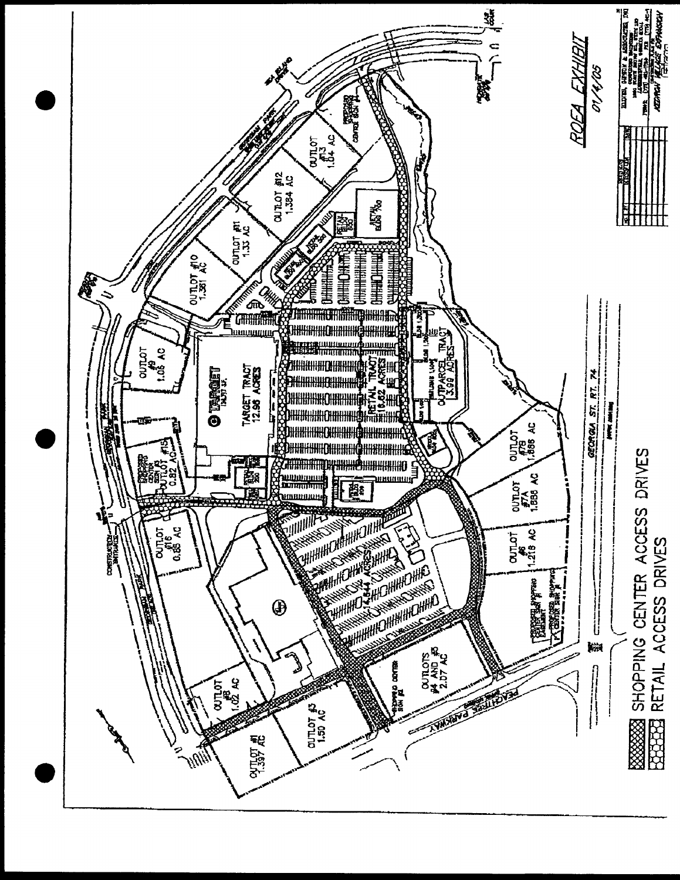# ROEA EXHIBIT

01/4/05

TARGET TRACT 12.96 ACRES

RETAIL TRACT 16.62 ACRES

OUTPARCEL TRACT 3.99 ACRES

14.544 ACRES

OUTLOT #1 1.397 AC

OUTLOT #3 1.50 AC

OUTLOTS #4 AND #5 2.07 AC

OUTLOT #6 1.218 AC

OUTLOT #7A 1.886 AC

OUTLOT #7B 1.886 AC

OUTLOT #8 1.02 AC

OUTLOT #9 1.05 AC

OUTLOT #10 1.361 AC

OUTLOT #11 1.33 AC

OUTLOT #12 1.384 AC

OUTLOT #13 1.64 AC

OUTLOT #15 0.92 AC

OUTLOT #16 0.85 AC

GEORGIA ST. RT. 74

PEACHTREE PARKWAY

SHOPPING CENTER ACCESS DRIVES

RETAIL ACCESS DRIVES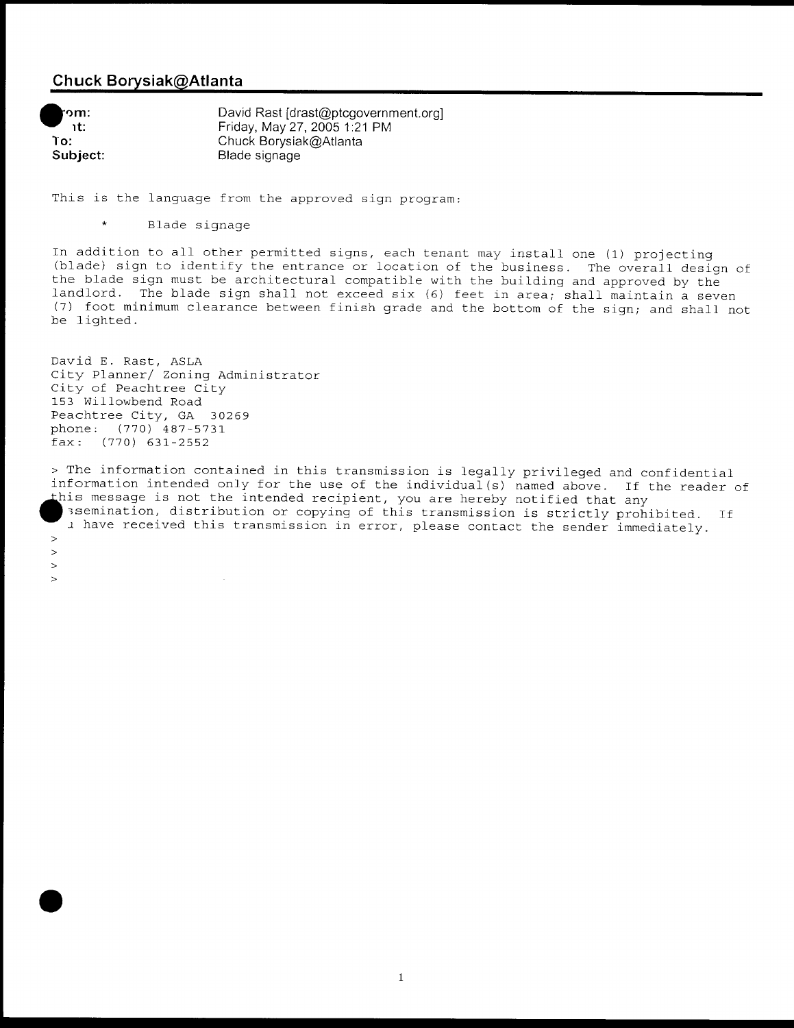## Chuck Borysiak@Atlanta

**From:** David Rast [drast@ptcgovernment.org]
**Sent:** Friday, May 27, 2005 1:21 PM
**To:** Chuck Borysiak@Atlanta
**Subject:** Blade signage

This is the language from the approved sign program:

* Blade signage

In addition to all other permitted signs, each tenant may install one (1) projecting (blade) sign to identify the entrance or location of the business. The overall design of the blade sign must be architectural compatible with the building and approved by the landlord. The blade sign shall not exceed six (6) feet in area; shall maintain a seven (7) foot minimum clearance between finish grade and the bottom of the sign; and shall not be lighted.

David E. Rast, ASLA
City Planner/ Zoning Administrator
City of Peachtree City
153 Willowbend Road
Peachtree City, GA 30269
phone: (770) 487-5731
fax: (770) 631-2552

> The information contained in this transmission is legally privileged and confidential information intended only for the use of the individual(s) named above. If the reader of this message is not the intended recipient, you are hereby notified that any dissemination, distribution or copying of this transmission is strictly prohibited. If you have received this transmission in error, please contact the sender immediately.
>
>
>
>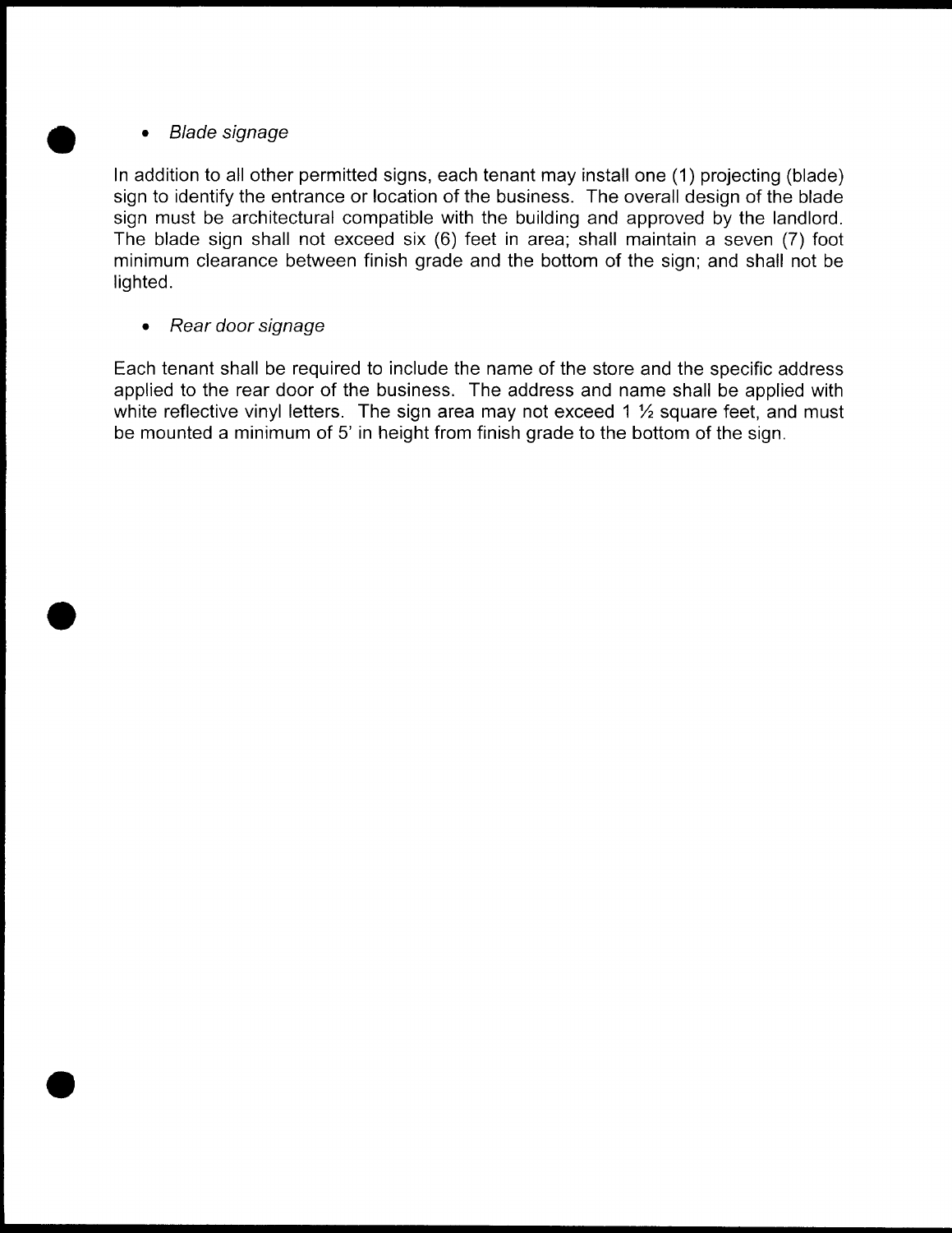- *Blade signage*

In addition to all other permitted signs, each tenant may install one (1) projecting (blade) sign to identify the entrance or location of the business. The overall design of the blade sign must be architectural compatible with the building and approved by the landlord. The blade sign shall not exceed six (6) feet in area; shall maintain a seven (7) foot minimum clearance between finish grade and the bottom of the sign; and shall not be lighted.

- *Rear door signage*

Each tenant shall be required to include the name of the store and the specific address applied to the rear door of the business. The address and name shall be applied with white reflective vinyl letters. The sign area may not exceed 1 ½ square feet, and must be mounted a minimum of 5' in height from finish grade to the bottom of the sign.